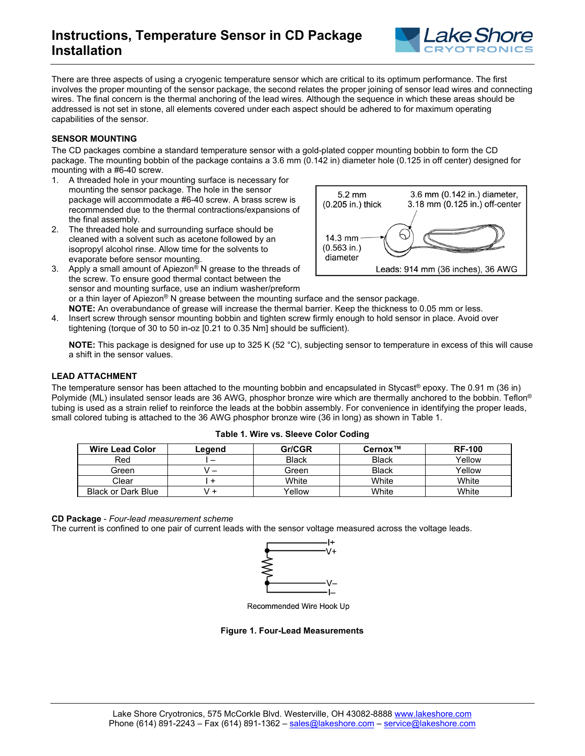# Instructions, Temperature Sensor in CD Package Installation

There are three aspects of using a cryogenic temperature sensor which are critical to its optimum performance. The first involves the proper mounting of the sensor package, the second relates the proper joining of sensor lead wires and connecting wires. The final concern is the thermal anchoring of the lead wires. Although the sequence in which these areas should be addressed is not set in stone, all elements covered under each aspect should be adhered to for maximum operating capabilities of the sensor.

## SENSOR MOUNTING

The CD packages combine a standard temperature sensor with a gold-plated copper mounting bobbin to form the CD package. The mounting bobbin of the package contains a 3.6 mm (0.142 in) diameter hole (0.125 in off center) designed for mounting with a #6-40 screw.

1. A threaded hole in your mounting surface is necessary for mounting the sensor package. The hole in the sensor package will accommodate a #6-40 screw. A brass screw is recommended due to the thermal contractions/expansions of the final assembly.
2. The threaded hole and surrounding surface should be cleaned with a solvent such as acetone followed by an isopropyl alcohol rinse. Allow time for the solvents to evaporate before sensor mounting.
3. Apply a small amount of Apiezon® N grease to the threads of the screw. To ensure good thermal contact between the sensor and mounting surface, use an indium washer/preform or a thin layer of Apiezon® N grease between the mounting surface and the sensor package.
   **NOTE:** An overabundance of grease will increase the thermal barrier. Keep the thickness to 0.05 mm or less.
4. Insert screw through sensor mounting bobbin and tighten screw firmly enough to hold sensor in place. Avoid over tightening (torque of 30 to 50 in-oz [0.21 to 0.35 Nm] should be sufficient).

5.2 mm (0.205 in.) thick

3.6 mm (0.142 in.) diameter, 3.18 mm (0.125 in.) off-center

14.3 mm (0.563 in.) diameter

Leads: 914 mm (36 inches), 36 AWG

**NOTE:** This package is designed for use up to 325 K (52 °C), subjecting sensor to temperature in excess of this will cause a shift in the sensor values.

## LEAD ATTACHMENT

The temperature sensor has been attached to the mounting bobbin and encapsulated in Stycast® epoxy. The 0.91 m (36 in) Polymide (ML) insulated sensor leads are 36 AWG, phosphor bronze wire which are thermally anchored to the bobbin. Teflon® tubing is used as a strain relief to reinforce the leads at the bobbin assembly. For convenience in identifying the proper leads, small colored tubing is attached to the 36 AWG phosphor bronze wire (36 in long) as shown in Table 1.

**Table 1. Wire vs. Sleeve Color Coding**

| Wire Lead Color | Legend | Gr/CGR | Cernox™ | RF-100 |
|---|---|---|---|---|
| Red | I – | Black | Black | Yellow |
| Green | V – | Green | Black | Yellow |
| Clear | I + | White | White | White |
| Black or Dark Blue | V + | Yellow | White | White |

**CD Package** - *Four-lead measurement scheme*

The current is confined to one pair of current leads with the sensor voltage measured across the voltage leads.

I+

V+

V–

I–

Recommended Wire Hook Up

**Figure 1. Four-Lead Measurements**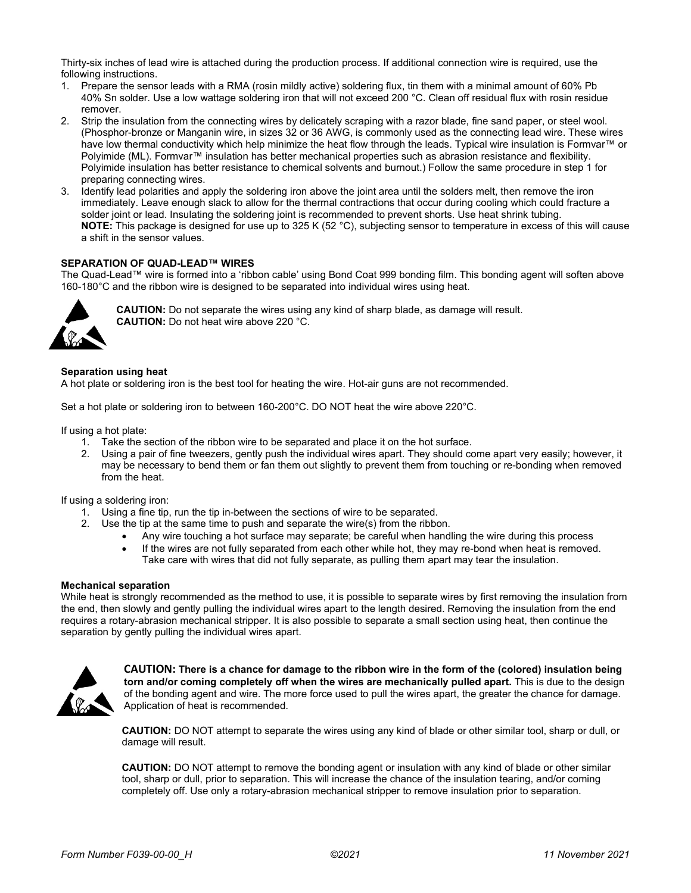Thirty-six inches of lead wire is attached during the production process. If additional connection wire is required, use the following instructions.

1. Prepare the sensor leads with a RMA (rosin mildly active) soldering flux, tin them with a minimal amount of 60% Pb 40% Sn solder. Use a low wattage soldering iron that will not exceed 200 °C. Clean off residual flux with rosin residue remover.
2. Strip the insulation from the connecting wires by delicately scraping with a razor blade, fine sand paper, or steel wool. (Phosphor-bronze or Manganin wire, in sizes 32 or 36 AWG, is commonly used as the connecting lead wire. These wires have low thermal conductivity which help minimize the heat flow through the leads. Typical wire insulation is Formvar™ or Polyimide (ML). Formvar™ insulation has better mechanical properties such as abrasion resistance and flexibility. Polyimide insulation has better resistance to chemical solvents and burnout.) Follow the same procedure in step 1 for preparing connecting wires.
3. Identify lead polarities and apply the soldering iron above the joint area until the solders melt, then remove the iron immediately. Leave enough slack to allow for the thermal contractions that occur during cooling which could fracture a solder joint or lead. Insulating the soldering joint is recommended to prevent shorts. Use heat shrink tubing.
   **NOTE:** This package is designed for use up to 325 K (52 °C), subjecting sensor to temperature in excess of this will cause a shift in the sensor values.

### SEPARATION OF QUAD-LEAD™ WIRES

The Quad-Lead™ wire is formed into a 'ribbon cable' using Bond Coat 999 bonding film. This bonding agent will soften above 160-180°C and the ribbon wire is designed to be separated into individual wires using heat.

**CAUTION:** Do not separate the wires using any kind of sharp blade, as damage will result.
**CAUTION:** Do not heat wire above 220 °C.

#### Separation using heat

A hot plate or soldering iron is the best tool for heating the wire. Hot-air guns are not recommended.

Set a hot plate or soldering iron to between 160-200°C. DO NOT heat the wire above 220°C.

If using a hot plate:

1. Take the section of the ribbon wire to be separated and place it on the hot surface.
2. Using a pair of fine tweezers, gently push the individual wires apart. They should come apart very easily; however, it may be necessary to bend them or fan them out slightly to prevent them from touching or re-bonding when removed from the heat.

If using a soldering iron:

1. Using a fine tip, run the tip in-between the sections of wire to be separated.
2. Use the tip at the same time to push and separate the wire(s) from the ribbon.
   - Any wire touching a hot surface may separate; be careful when handling the wire during this process
   - If the wires are not fully separated from each other while hot, they may re-bond when heat is removed. Take care with wires that did not fully separate, as pulling them apart may tear the insulation.

#### Mechanical separation

While heat is strongly recommended as the method to use, it is possible to separate wires by first removing the insulation from the end, then slowly and gently pulling the individual wires apart to the length desired. Removing the insulation from the end requires a rotary-abrasion mechanical stripper. It is also possible to separate a small section using heat, then continue the separation by gently pulling the individual wires apart.

**CAUTION: There is a chance for damage to the ribbon wire in the form of the (colored) insulation being torn and/or coming completely off when the wires are mechanically pulled apart.** This is due to the design of the bonding agent and wire. The more force used to pull the wires apart, the greater the chance for damage. Application of heat is recommended.

**CAUTION:** DO NOT attempt to separate the wires using any kind of blade or other similar tool, sharp or dull, or damage will result.

**CAUTION:** DO NOT attempt to remove the bonding agent or insulation with any kind of blade or other similar tool, sharp or dull, prior to separation. This will increase the chance of the insulation tearing, and/or coming completely off. Use only a rotary-abrasion mechanical stripper to remove insulation prior to separation.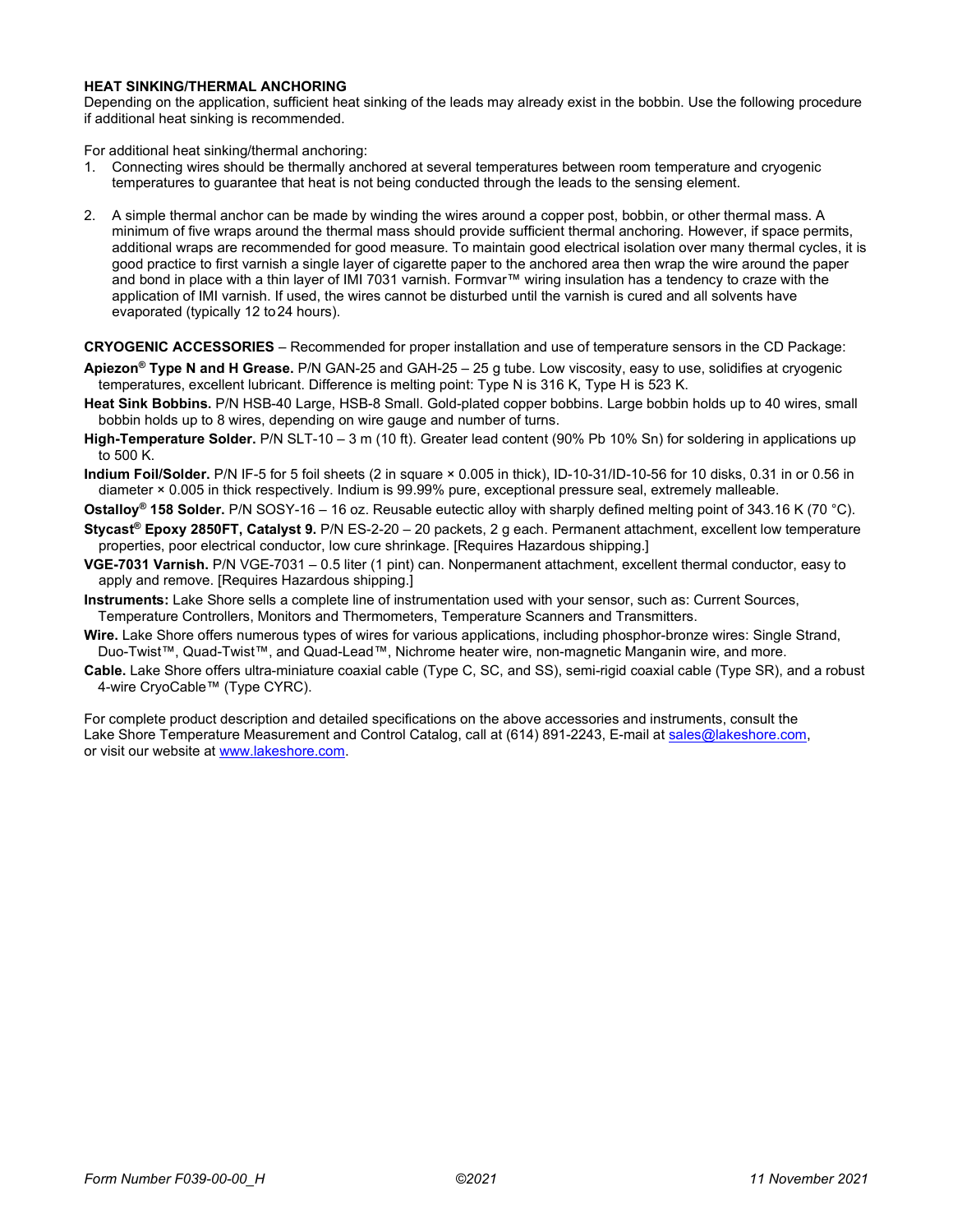**HEAT SINKING/THERMAL ANCHORING**
Depending on the application, sufficient heat sinking of the leads may already exist in the bobbin. Use the following procedure if additional heat sinking is recommended.

For additional heat sinking/thermal anchoring:

1. Connecting wires should be thermally anchored at several temperatures between room temperature and cryogenic temperatures to guarantee that heat is not being conducted through the leads to the sensing element.

2. A simple thermal anchor can be made by winding the wires around a copper post, bobbin, or other thermal mass. A minimum of five wraps around the thermal mass should provide sufficient thermal anchoring. However, if space permits, additional wraps are recommended for good measure. To maintain good electrical isolation over many thermal cycles, it is good practice to first varnish a single layer of cigarette paper to the anchored area then wrap the wire around the paper and bond in place with a thin layer of IMI 7031 varnish. Formvar™ wiring insulation has a tendency to craze with the application of IMI varnish. If used, the wires cannot be disturbed until the varnish is cured and all solvents have evaporated (typically 12 to 24 hours).

**CRYOGENIC ACCESSORIES** – Recommended for proper installation and use of temperature sensors in the CD Package:

**Apiezon® Type N and H Grease.** P/N GAN-25 and GAH-25 – 25 g tube. Low viscosity, easy to use, solidifies at cryogenic temperatures, excellent lubricant. Difference is melting point: Type N is 316 K, Type H is 523 K.

**Heat Sink Bobbins.** P/N HSB-40 Large, HSB-8 Small. Gold-plated copper bobbins. Large bobbin holds up to 40 wires, small bobbin holds up to 8 wires, depending on wire gauge and number of turns.

**High-Temperature Solder.** P/N SLT-10 – 3 m (10 ft). Greater lead content (90% Pb 10% Sn) for soldering in applications up to 500 K.

**Indium Foil/Solder.** P/N IF-5 for 5 foil sheets (2 in square × 0.005 in thick), ID-10-31/ID-10-56 for 10 disks, 0.31 in or 0.56 in diameter × 0.005 in thick respectively. Indium is 99.99% pure, exceptional pressure seal, extremely malleable.

**Ostalloy® 158 Solder.** P/N SOSY-16 – 16 oz. Reusable eutectic alloy with sharply defined melting point of 343.16 K (70 °C).

**Stycast® Epoxy 2850FT, Catalyst 9.** P/N ES-2-20 – 20 packets, 2 g each. Permanent attachment, excellent low temperature properties, poor electrical conductor, low cure shrinkage. [Requires Hazardous shipping.]

**VGE-7031 Varnish.** P/N VGE-7031 – 0.5 liter (1 pint) can. Nonpermanent attachment, excellent thermal conductor, easy to apply and remove. [Requires Hazardous shipping.]

**Instruments:** Lake Shore sells a complete line of instrumentation used with your sensor, such as: Current Sources, Temperature Controllers, Monitors and Thermometers, Temperature Scanners and Transmitters.

**Wire.** Lake Shore offers numerous types of wires for various applications, including phosphor-bronze wires: Single Strand, Duo-Twist™, Quad-Twist™, and Quad-Lead™, Nichrome heater wire, non-magnetic Manganin wire, and more.

**Cable.** Lake Shore offers ultra-miniature coaxial cable (Type C, SC, and SS), semi-rigid coaxial cable (Type SR), and a robust 4-wire CryoCable™ (Type CYRC).

For complete product description and detailed specifications on the above accessories and instruments, consult the Lake Shore Temperature Measurement and Control Catalog, call at (614) 891-2243, E-mail at sales@lakeshore.com, or visit our website at www.lakeshore.com.

*Form Number F039-00-00_H* *©2021* *11 November 2021*